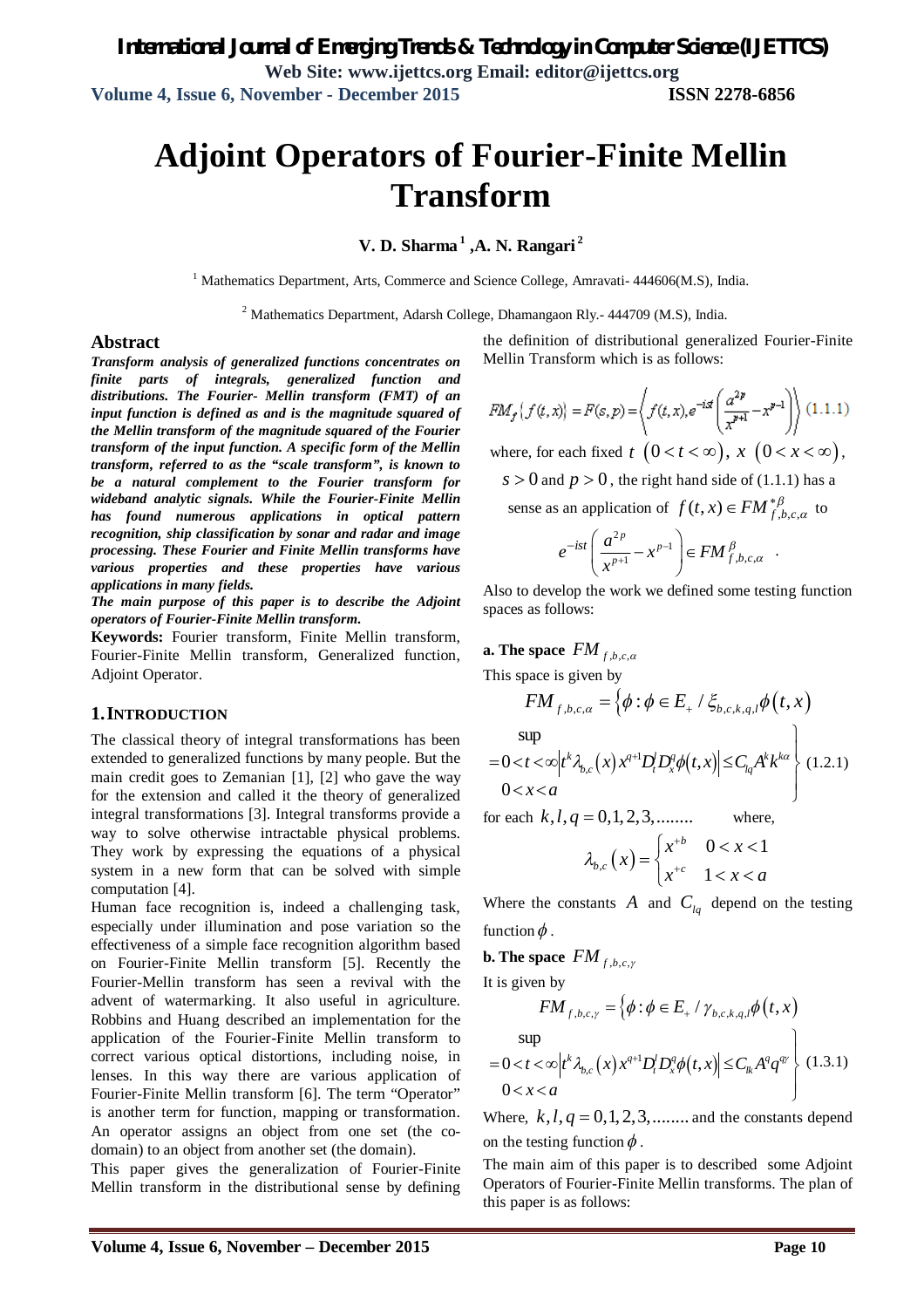# Adjoint Operators of Fourier-Finite Mellin Transform

**V. D. Sharma [1], A. N. Rangari [2]**

[1] Mathematics Department, Arts, Commerce and Science College, Amravati- 444606(M.S), India.

[2] Mathematics Department, Adarsh College, Dhamangaon Rly.- 444709 (M.S), India.

## Abstract

***Transform analysis of generalized functions concentrates on finite parts of integrals, generalized function and distributions. The Fourier- Mellin transform (FMT) of an input function is defined as and is the magnitude squared of the Mellin transform of the magnitude squared of the Fourier transform of the input function. A specific form of the Mellin transform, referred to as the "scale transform", is known to be a natural complement to the Fourier transform for wideband analytic signals. While the Fourier-Finite Mellin has found numerous applications in optical pattern recognition, ship classification by sonar and radar and image processing. These Fourier and Finite Mellin transforms have various properties and these properties have various applications in many fields.***

***The main purpose of this paper is to describe the Adjoint operators of Fourier-Finite Mellin transform.***

**Keywords:** Fourier transform, Finite Mellin transform, Fourier-Finite Mellin transform, Generalized function, Adjoint Operator.

## 1. INTRODUCTION

The classical theory of integral transformations has been extended to generalized functions by many people. But the main credit goes to Zemanian [1], [2] who gave the way for the extension and called it the theory of generalized integral transformations [3]. Integral transforms provide a way to solve otherwise intractable physical problems. They work by expressing the equations of a physical system in a new form that can be solved with simple computation [4].

Human face recognition is, indeed a challenging task, especially under illumination and pose variation so the effectiveness of a simple face recognition algorithm based on Fourier-Finite Mellin transform [5]. Recently the Fourier-Mellin transform has seen a revival with the advent of watermarking. It also useful in agriculture. Robbins and Huang described an implementation for the application of the Fourier-Finite Mellin transform to correct various optical distortions, including noise, in lenses. In this way there are various application of Fourier-Finite Mellin transform [6]. The term "Operator" is another term for function, mapping or transformation. An operator assigns an object from one set (the co-domain) to an object from another set (the domain).

This paper gives the generalization of Fourier-Finite Mellin transform in the distributional sense by defining the definition of distributional generalized Fourier-Finite Mellin Transform which is as follows:

$$FM_f\{f(t,x)\} = F(s,p) = \left\langle f(t,x), e^{-ist}\left(\frac{a^{2p}}{x^{p+1}} - x^{p-1}\right)\right\rangle \quad (1.1.1)$$

where, for each fixed $t$ $(0<t<\infty)$, $x$ $(0<x<\infty)$, $s>0$ and $p>0$, the right hand side of (1.1.1) has a sense as an application of $f(t,x) \in FM^{*\beta}_{f,b,c,\alpha}$ to

$$e^{-ist}\left(\frac{a^{2p}}{x^{p+1}} - x^{p-1}\right) \in FM^{\beta}_{f,b,c,\alpha} .$$

Also to develop the work we defined some testing function spaces as follows:

**a. The space** $FM_{f,b,c,\alpha}$

This space is given by

$$FM_{f,b,c,\alpha} = \left\{\phi : \phi \in E_+ \,/\, \xi_{b,c,k,q,l}\phi(t,x) = \sup_{\substack{0<t<\infty \\ 0<x<a}} \left|t^k \lambda_{b,c}(x) x^{q+1} D_t^l D_x^q \phi(t,x)\right| \le C_{lq} A^k k^{k\alpha}\right\} \quad (1.2.1)$$

for each $k,l,q = 0,1,2,3,........$ where,

$$\lambda_{b,c}(x) = \begin{cases} x^{+b} & 0<x<1 \\ x^{+c} & 1<x<a \end{cases}$$

Where the constants $A$ and $C_{lq}$ depend on the testing function $\phi$.

**b. The space** $FM_{f,b,c,\gamma}$

It is given by

$$FM_{f,b,c,\gamma} = \left\{\phi : \phi \in E_+ \,/\, \gamma_{b,c,k,q,l}\phi(t,x) = \sup_{\substack{0<t<\infty \\ 0<x<a}} \left|t^k \lambda_{b,c}(x) x^{q+1} D_t^l D_x^q \phi(t,x)\right| \le C_{lk} A^q q^{q\gamma}\right\} \quad (1.3.1)$$

Where, $k,l,q = 0,1,2,3,........$ and the constants depend on the testing function $\phi$.

The main aim of this paper is to described some Adjoint Operators of Fourier-Finite Mellin transforms. The plan of this paper is as follows: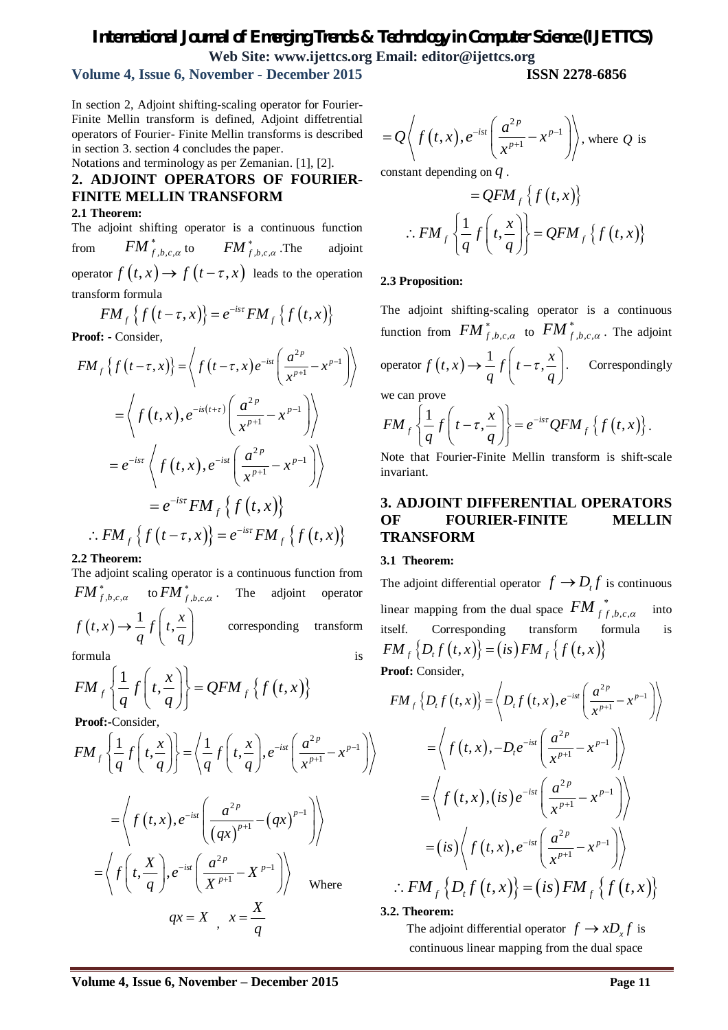In section 2, Adjoint shifting-scaling operator for Fourier-Finite Mellin transform is defined, Adjoint diffetrential operators of Fourier- Finite Mellin transforms is described in section 3. section 4 concludes the paper.

Notations and terminology as per Zemanian. [1], [2].

## 2. ADJOINT OPERATORS OF FOURIER-FINITE MELLIN TRANSFORM

### 2.1 Theorem:

The adjoint shifting operator is a continuous function from $FM^{*}_{f,b,c,\alpha}$ to $FM^{*}_{f,b,c,\alpha}$. The adjoint operator $f(t,x) \to f(t-\tau, x)$ leads to the operation transform formula

$$FM_f\left\{f(t-\tau,x)\right\} = e^{-is\tau} FM_f\left\{f(t,x)\right\}$$

**Proof: -** Consider,

$$FM_f\left\{f(t-\tau,x)\right\} = \left\langle f(t-\tau,x) e^{-ist}\left(\frac{a^{2p}}{x^{p+1}} - x^{p-1}\right)\right\rangle$$

$$= \left\langle f(t,x), e^{-is(t+\tau)}\left(\frac{a^{2p}}{x^{p+1}} - x^{p-1}\right)\right\rangle$$

$$= e^{-is\tau}\left\langle f(t,x), e^{-ist}\left(\frac{a^{2p}}{x^{p+1}} - x^{p-1}\right)\right\rangle$$

$$= e^{-is\tau} FM_f\left\{f(t,x)\right\}$$

$$\therefore FM_f\left\{f(t-\tau,x)\right\} = e^{-is\tau} FM_f\left\{f(t,x)\right\}$$

### 2.2 Theorem:

The adjoint scaling operator is a continuous function from $FM^{*}_{f,b,c,\alpha}$ to $FM^{*}_{f,b,c,\alpha}$. The adjoint operator $f(t,x) \to \frac{1}{q} f\left(t, \frac{x}{q}\right)$ corresponding transform formula is

$$FM_f\left\{\frac{1}{q} f\left(t,\frac{x}{q}\right)\right\} = Q FM_f\left\{f(t,x)\right\}$$

**Proof:-**Consider,

$$FM_f\left\{\frac{1}{q} f\left(t,\frac{x}{q}\right)\right\} = \left\langle \frac{1}{q} f\left(t,\frac{x}{q}\right), e^{-ist}\left(\frac{a^{2p}}{x^{p+1}} - x^{p-1}\right)\right\rangle$$

$$= \left\langle f(t,x), e^{-ist}\left(\frac{a^{2p}}{(qx)^{p+1}} - (qx)^{p-1}\right)\right\rangle$$

$$= \left\langle f\left(t,\frac{X}{q}\right), e^{-ist}\left(\frac{a^{2p}}{X^{p+1}} - X^{p-1}\right)\right\rangle \quad \text{Where}$$

$$qx = X, \quad x = \frac{X}{q}$$

$$= Q\left\langle f(t,x), e^{-ist}\left(\frac{a^{2p}}{x^{p+1}} - x^{p-1}\right)\right\rangle, \text{ where } Q \text{ is}$$

constant depending on $q$.

$$= Q FM_f\left\{f(t,x)\right\}$$

$$\therefore FM_f\left\{\frac{1}{q} f\left(t,\frac{x}{q}\right)\right\} = Q FM_f\left\{f(t,x)\right\}$$

### 2.3 Proposition:

The adjoint shifting-scaling operator is a continuous function from $FM^{*}_{f,b,c,\alpha}$ to $FM^{*}_{f,b,c,\alpha}$. The adjoint operator $f(t,x) \to \frac{1}{q} f\left(t-\tau, \frac{x}{q}\right)$. Correspondingly we can prove

$$FM_f\left\{\frac{1}{q} f\left(t-\tau,\frac{x}{q}\right)\right\} = e^{-is\tau} Q FM_f\left\{f(t,x)\right\}.$$

Note that Fourier-Finite Mellin transform is shift-scale invariant.

## 3. ADJOINT DIFFERENTIAL OPERATORS OF FOURIER-FINITE MELLIN TRANSFORM

### 3.1 Theorem:

The adjoint differential operator $f \to D_t f$ is continuous linear mapping from the dual space $FM^{*}_{f\,f,b,c,\alpha}$ into itself. Corresponding transform formula is $FM_f\left\{D_t f(t,x)\right\} = (is) FM_f\left\{f(t,x)\right\}$

**Proof:** Consider,

$$FM_f\left\{D_t f(t,x)\right\} = \left\langle D_t f(t,x), e^{-ist}\left(\frac{a^{2p}}{x^{p+1}} - x^{p-1}\right)\right\rangle$$

$$= \left\langle f(t,x), -D_t e^{-ist}\left(\frac{a^{2p}}{x^{p+1}} - x^{p-1}\right)\right\rangle$$

$$= \left\langle f(t,x), (is) e^{-ist}\left(\frac{a^{2p}}{x^{p+1}} - x^{p-1}\right)\right\rangle$$

$$= (is)\left\langle f(t,x), e^{-ist}\left(\frac{a^{2p}}{x^{p+1}} - x^{p-1}\right)\right\rangle$$

$$\therefore FM_f\left\{D_t f(t,x)\right\} = (is) FM_f\left\{f(t,x)\right\}$$

### 3.2. Theorem:

The adjoint differential operator $f \to x D_x f$ is continuous linear mapping from the dual space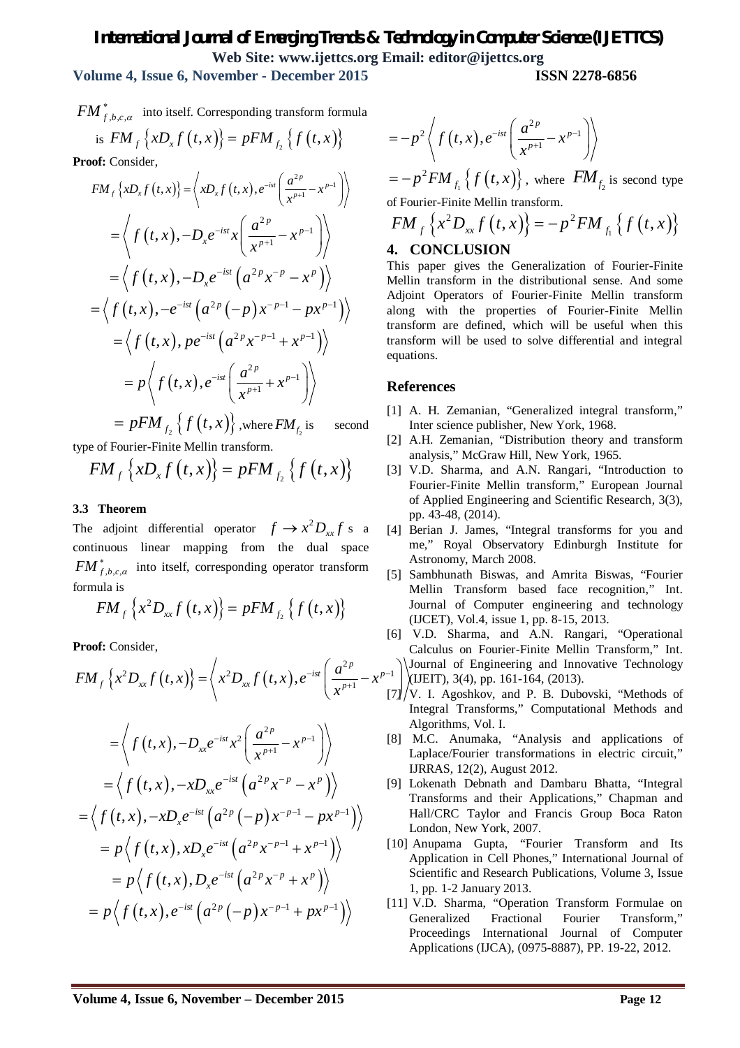$FM^*_{f,b,c,\alpha}$ into itself. Corresponding transform formula is $FM_f\left\{xD_x f(t,x)\right\} = pFM_{f_2}\left\{f(t,x)\right\}$

**Proof:** Consider,

$$FM_f\left\{xD_x f(t,x)\right\} = \left\langle xD_x f(t,x), e^{-ist}\left(\frac{a^{2p}}{x^{p+1}} - x^{p-1}\right)\right\rangle$$

$$= \left\langle f(t,x), -D_x e^{-ist} x\left(\frac{a^{2p}}{x^{p+1}} - x^{p-1}\right)\right\rangle$$

$$= \left\langle f(t,x), -D_x e^{-ist}\left(a^{2p}x^{-p} - x^{p}\right)\right\rangle$$

$$= \left\langle f(t,x), -e^{-ist}\left(a^{2p}(-p)x^{-p-1} - px^{p-1}\right)\right\rangle$$

$$= \left\langle f(t,x), pe^{-ist}\left(a^{2p}x^{-p-1} + x^{p-1}\right)\right\rangle$$

$$= p\left\langle f(t,x), e^{-ist}\left(\frac{a^{2p}}{x^{p+1}} + x^{p-1}\right)\right\rangle$$

$= pFM_{f_2}\left\{f(t,x)\right\}$, where $FM_{f_2}$ is second type of Fourier-Finite Mellin transform.

$$FM_f\left\{xD_x f(t,x)\right\} = pFM_{f_2}\left\{f(t,x)\right\}$$

### 3.3 Theorem

The adjoint differential operator $f \rightarrow x^2 D_{xx} f$ s a continuous linear mapping from the dual space $FM^*_{f,b,c,\alpha}$ into itself, corresponding operator transform formula is

$$FM_f\left\{x^2 D_{xx} f(t,x)\right\} = pFM_{f_2}\left\{f(t,x)\right\}$$

**Proof:** Consider,

$$FM_f\left\{x^2 D_{xx} f(t,x)\right\} = \left\langle x^2 D_{xx} f(t,x), e^{-ist}\left(\frac{a^{2p}}{x^{p+1}} - x^{p-1}\right)\right\rangle$$

$$= \left\langle f(t,x), -D_{xx} e^{-ist} x^2\left(\frac{a^{2p}}{x^{p+1}} - x^{p-1}\right)\right\rangle$$

$$= \left\langle f(t,x), -xD_{xx} e^{-ist}\left(a^{2p}x^{-p} - x^{p}\right)\right\rangle$$

$$= \left\langle f(t,x), -xD_x e^{-ist}\left(a^{2p}(-p)x^{-p-1} - px^{p-1}\right)\right\rangle$$

$$= p\left\langle f(t,x), xD_x e^{-ist}\left(a^{2p}x^{-p-1} + x^{p-1}\right)\right\rangle$$

$$= p\left\langle f(t,x), D_x e^{-ist}\left(a^{2p}x^{-p} + x^{p}\right)\right\rangle$$

$$= p\left\langle f(t,x), e^{-ist}\left(a^{2p}(-p)x^{-p-1} + px^{p-1}\right)\right\rangle$$

$$= -p^2\left\langle f(t,x), e^{-ist}\left(\frac{a^{2p}}{x^{p+1}} - x^{p-1}\right)\right\rangle$$

$= -p^2 FM_{f_1}\left\{f(t,x)\right\}$, where $FM_{f_2}$ is second type of Fourier-Finite Mellin transform.

$$FM_f\left\{x^2 D_{xx} f(t,x)\right\} = -p^2 FM_{f_1}\left\{f(t,x)\right\}$$

## 4. CONCLUSION

This paper gives the Generalization of Fourier-Finite Mellin transform in the distributional sense. And some Adjoint Operators of Fourier-Finite Mellin transform along with the properties of Fourier-Finite Mellin transform are defined, which will be useful when this transform will be used to solve differential and integral equations.

## References

[1] A. H. Zemanian, "Generalized integral transform," Inter science publisher, New York, 1968.

[2] A.H. Zemanian, "Distribution theory and transform analysis," McGraw Hill, New York, 1965.

[3] V.D. Sharma, and A.N. Rangari, "Introduction to Fourier-Finite Mellin transform," European Journal of Applied Engineering and Scientific Research, 3(3), pp. 43-48, (2014).

[4] Berian J. James, "Integral transforms for you and me," Royal Observatory Edinburgh Institute for Astronomy, March 2008.

[5] Sambhunath Biswas, and Amrita Biswas, "Fourier Mellin Transform based face recognition," Int. Journal of Computer engineering and technology (IJCET), Vol.4, issue 1, pp. 8-15, 2013.

[6] V.D. Sharma, and A.N. Rangari, "Operational Calculus on Fourier-Finite Mellin Transform," Int. Journal of Engineering and Innovative Technology (IJEIT), 3(4), pp. 161-164, (2013).

[7] V. I. Agoshkov, and P. B. Dubovski, "Methods of Integral Transforms," Computational Methods and Algorithms, Vol. I.

[8] M.C. Anumaka, "Analysis and applications of Laplace/Fourier transformations in electric circuit," IJRRAS, 12(2), August 2012.

[9] Lokenath Debnath and Dambaru Bhatta, "Integral Transforms and their Applications," Chapman and Hall/CRC Taylor and Francis Group Boca Raton London, New York, 2007.

[10] Anupama Gupta, "Fourier Transform and Its Application in Cell Phones," International Journal of Scientific and Research Publications, Volume 3, Issue 1, pp. 1-2 January 2013.

[11] V.D. Sharma, "Operation Transform Formulae on Generalized Fractional Fourier Transform," Proceedings International Journal of Computer Applications (IJCA), (0975-8887), PP. 19-22, 2012.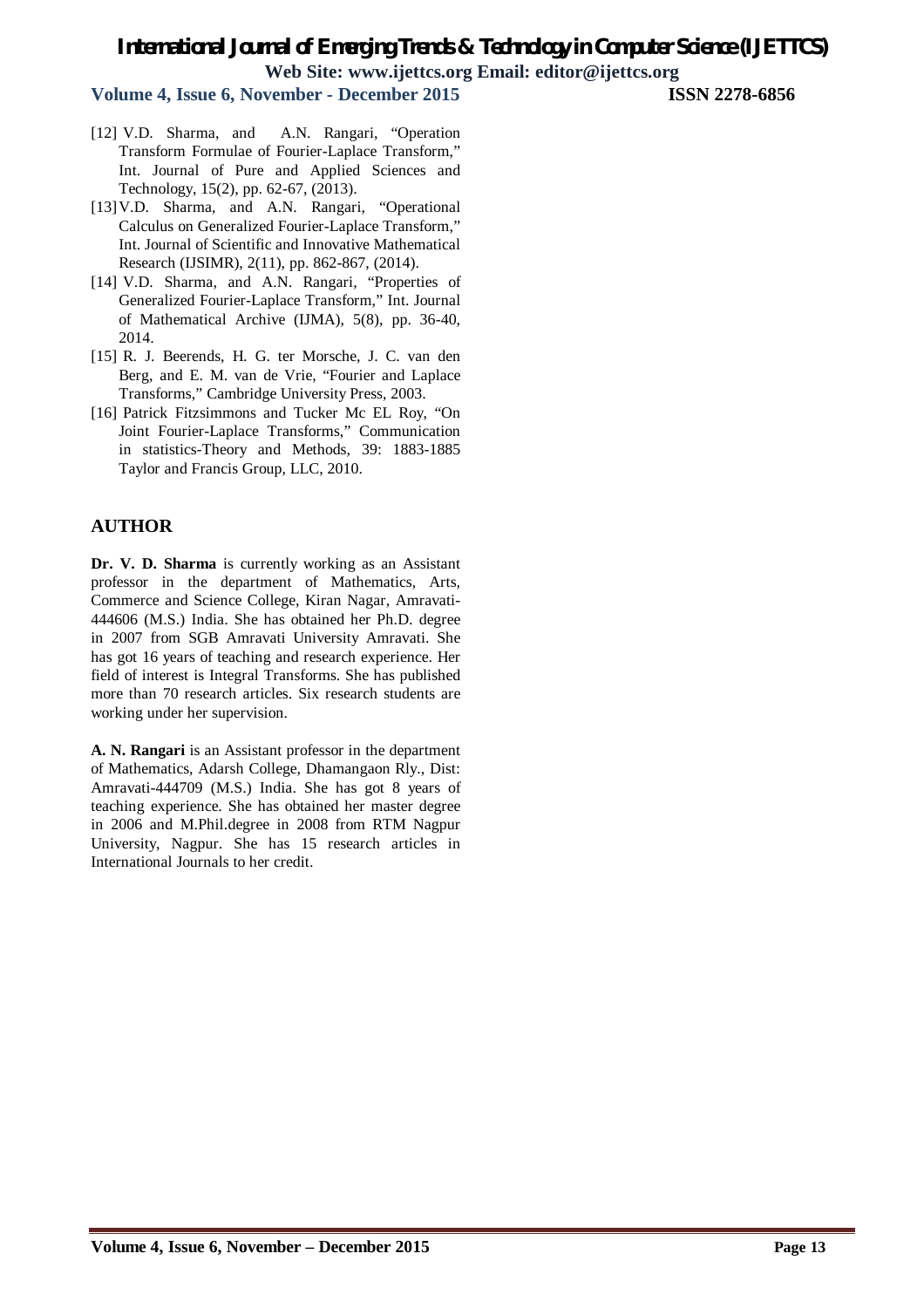[12] V.D. Sharma, and A.N. Rangari, "Operation Transform Formulae of Fourier-Laplace Transform," Int. Journal of Pure and Applied Sciences and Technology, 15(2), pp. 62-67, (2013).

[13] V.D. Sharma, and A.N. Rangari, "Operational Calculus on Generalized Fourier-Laplace Transform," Int. Journal of Scientific and Innovative Mathematical Research (IJSIMR), 2(11), pp. 862-867, (2014).

[14] V.D. Sharma, and A.N. Rangari, "Properties of Generalized Fourier-Laplace Transform," Int. Journal of Mathematical Archive (IJMA), 5(8), pp. 36-40, 2014.

[15] R. J. Beerends, H. G. ter Morsche, J. C. van den Berg, and E. M. van de Vrie, "Fourier and Laplace Transforms," Cambridge University Press, 2003.

[16] Patrick Fitzsimmons and Tucker Mc EL Roy, "On Joint Fourier-Laplace Transforms," Communication in statistics-Theory and Methods, 39: 1883-1885 Taylor and Francis Group, LLC, 2010.

## AUTHOR

**Dr. V. D. Sharma** is currently working as an Assistant professor in the department of Mathematics, Arts, Commerce and Science College, Kiran Nagar, Amravati-444606 (M.S.) India. She has obtained her Ph.D. degree in 2007 from SGB Amravati University Amravati. She has got 16 years of teaching and research experience. Her field of interest is Integral Transforms. She has published more than 70 research articles. Six research students are working under her supervision.

**A. N. Rangari** is an Assistant professor in the department of Mathematics, Adarsh College, Dhamangaon Rly., Dist: Amravati-444709 (M.S.) India. She has got 8 years of teaching experience. She has obtained her master degree in 2006 and M.Phil.degree in 2008 from RTM Nagpur University, Nagpur. She has 15 research articles in International Journals to her credit.